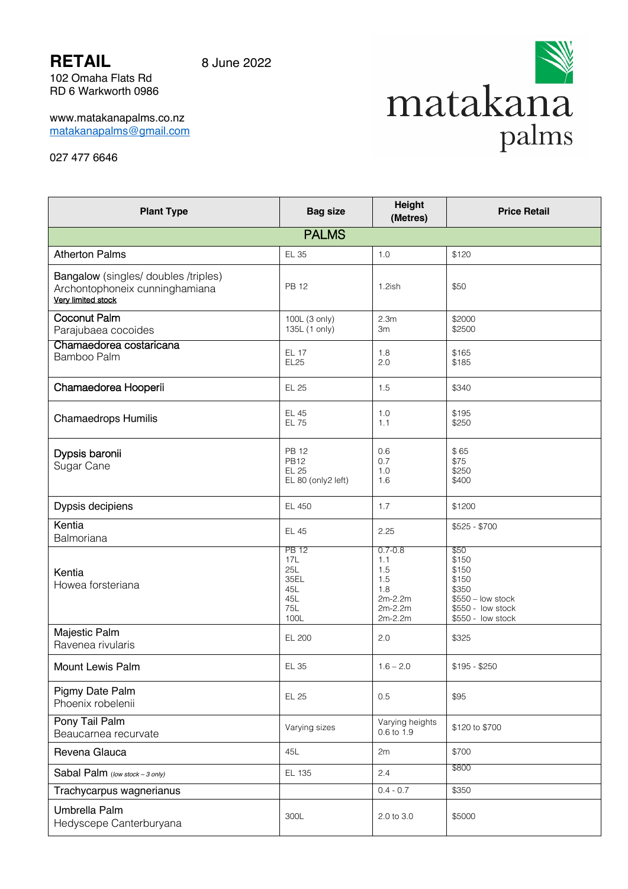**RETAIL** 8 June 2022

102 Omaha Flats Rd
RD 6 Warkworth 0986

www.matakanapalms.co.nz
matakanapalms@gmail.com

027 477 6646

matakana palms

| Plant Type | Bag size | Height (Metres) | Price Retail |
|---|---|---|---|
| **PALMS** | | | |
| Atherton Palms | EL 35 | 1.0 | $120 |
| Bangalow (singles/ doubles /triples)<br>Archontophoneix cunninghamiana<br>Very limited stock | PB 12 | 1.2ish | $50 |
| Coconut Palm<br>Parajubaea cocoides | 100L (3 only)<br>135L (1 only) | 2.3m<br>3m | $2000<br>$2500 |
| Chamaedorea costaricana<br>Bamboo Palm | EL 17<br>EL25 | 1.8<br>2.0 | $165<br>$185 |
| Chamaedorea Hooperii | EL 25 | 1.5 | $340 |
| Chamaedrops Humilis | EL 45<br>EL 75 | 1.0<br>1.1 | $195<br>$250 |
| Dypsis baronii<br>Sugar Cane | PB 12<br>PB12<br>EL 25<br>EL 80 (only2 left) | 0.6<br>0.7<br>1.0<br>1.6 | $ 65<br>$75<br>$250<br>$400 |
| Dypsis decipiens | EL 450 | 1.7 | $1200 |
| Kentia<br>Balmoriana | EL 45 | 2.25 | $525 - $700 |
| Kentia<br>Howea forsteriana | PB 12<br>17L<br>25L<br>35EL<br>45L<br>45L<br>75L<br>100L | 0.7-0.8<br>1.1<br>1.5<br>1.5<br>1.8<br>2m-2.2m<br>2m-2.2m<br>2m-2.2m | $50<br>$150<br>$150<br>$150<br>$350<br>$550 – low stock<br>$550 - low stock<br>$550 - low stock |
| Majestic Palm<br>Ravenea rivularis | EL 200 | 2.0 | $325 |
| Mount Lewis Palm | EL 35 | 1.6 – 2.0 | $195 - $250 |
| Pigmy Date Palm<br>Phoenix robelenii | EL 25 | 0.5 | $95 |
| Pony Tail Palm<br>Beaucarnea recurvate | Varying sizes | Varying heights 0.6 to 1.9 | $120 to $700 |
| Revena Glauca | 45L | 2m | $700 |
| Sabal Palm *(low stock – 3 only)* | EL 135 | 2.4 | $800 |
| Trachycarpus wagnerianus | | 0.4 - 0.7 | $350 |
| Umbrella Palm<br>Hedyscepe Canterburyana | 300L | 2.0 to 3.0 | $5000 |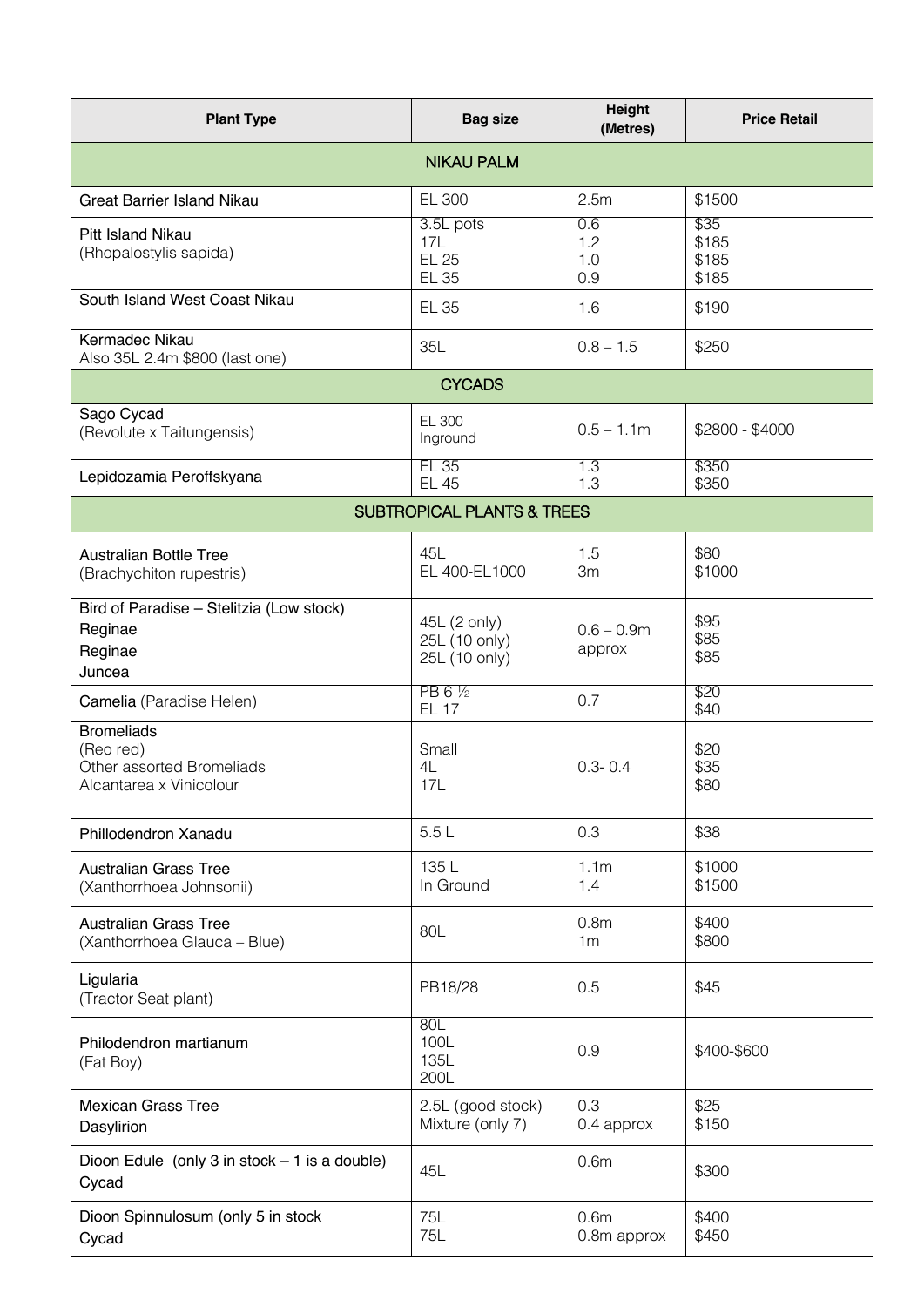| Plant Type | Bag size | Height (Metres) | Price Retail |
|---|---|---|---|
| NIKAU PALM | | | |
| Great Barrier Island Nikau | EL 300 | 2.5m | $1500 |
| Pitt Island Nikau<br>(Rhopalostylis sapida) | 3.5L pots<br>17L<br>EL 25<br>EL 35 | 0.6<br>1.2<br>1.0<br>0.9 | $35<br>$185<br>$185<br>$185 |
| South Island West Coast Nikau | EL 35 | 1.6 | $190 |
| Kermadec Nikau<br>Also 35L 2.4m $800 (last one) | 35L | 0.8 – 1.5 | $250 |
| CYCADS | | | |
| Sago Cycad<br>(Revolute x Taitungensis) | EL 300<br>Inground | 0.5 – 1.1m | $2800 - $4000 |
| Lepidozamia Peroffskyana | EL 35<br>EL 45 | 1.3<br>1.3 | $350<br>$350 |
| SUBTROPICAL PLANTS & TREES | | | |
| Australian Bottle Tree<br>(Brachychiton rupestris) | 45L<br>EL 400-EL1000 | 1.5<br>3m | $80<br>$1000 |
| Bird of Paradise – Stelitzia (Low stock)<br>Reginae<br>Reginae<br>Juncea | 45L (2 only)<br>25L (10 only)<br>25L (10 only) | 0.6 – 0.9m approx | $95<br>$85<br>$85 |
| Camelia (Paradise Helen) | PB 6 ½<br>EL 17 | 0.7 | $20<br>$40 |
| Bromeliads<br>(Reo red)<br>Other assorted Bromeliads<br>Alcantarea x Vinicolour | Small<br>4L<br>17L | 0.3- 0.4 | $20<br>$35<br>$80 |
| Phillodendron Xanadu | 5.5 L | 0.3 | $38 |
| Australian Grass Tree<br>(Xanthorrhoea Johnsonii) | 135 L<br>In Ground | 1.1m<br>1.4 | $1000<br>$1500 |
| Australian Grass Tree<br>(Xanthorrhoea Glauca – Blue) | 80L | 0.8m<br>1m | $400<br>$800 |
| Ligularia<br>(Tractor Seat plant) | PB18/28 | 0.5 | $45 |
| Philodendron martianum<br>(Fat Boy) | 80L<br>100L<br>135L<br>200L | 0.9 | $400-$600 |
| Mexican Grass Tree<br>Dasylirion | 2.5L (good stock)<br>Mixture (only 7) | 0.3<br>0.4 approx | $25<br>$150 |
| Dioon Edule (only 3 in stock – 1 is a double)<br>Cycad | 45L | 0.6m | $300 |
| Dioon Spinnulosum (only 5 in stock<br>Cycad | 75L<br>75L | 0.6m<br>0.8m approx | $400<br>$450 |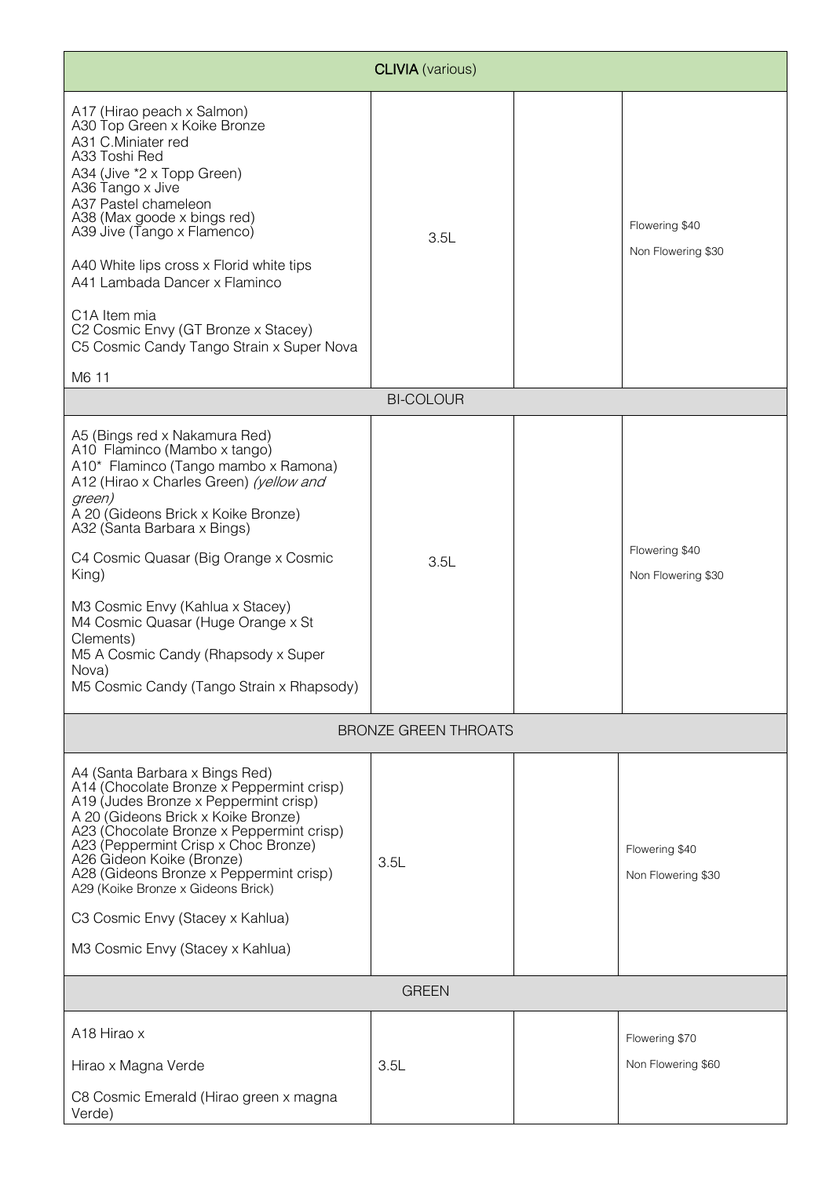| **CLIVIA** (various) | | | |
|---|---|---|---|
| A17 (Hirao peach x Salmon)<br>A30 Top Green x Koike Bronze<br>A31 C.Miniater red<br>A33 Toshi Red<br>A34 (Jive *2 x Topp Green)<br>A36 Tango x Jive<br>A37 Pastel chameleon<br>A38 (Max goode x bings red)<br>A39 Jive (Tango x Flamenco)<br><br>A40 White lips cross x Florid white tips<br>A41 Lambada Dancer x Flaminco<br><br>C1A Item mia<br>C2 Cosmic Envy (GT Bronze x Stacey)<br>C5 Cosmic Candy Tango Strain x Super Nova<br><br>M6 11 | 3.5L | | Flowering $40<br>Non Flowering $30 |
| BI-COLOUR | | | |
| A5 (Bings red x Nakamura Red)<br>A10 Flaminco (Mambo x tango)<br>A10* Flaminco (Tango mambo x Ramona)<br>A12 (Hirao x Charles Green) *(yellow and green)*<br>A 20 (Gideons Brick x Koike Bronze)<br>A32 (Santa Barbara x Bings)<br><br>C4 Cosmic Quasar (Big Orange x Cosmic King)<br><br>M3 Cosmic Envy (Kahlua x Stacey)<br>M4 Cosmic Quasar (Huge Orange x St Clements)<br>M5 A Cosmic Candy (Rhapsody x Super Nova)<br>M5 Cosmic Candy (Tango Strain x Rhapsody) | 3.5L | | Flowering $40<br>Non Flowering $30 |
| BRONZE GREEN THROATS | | | |
| A4 (Santa Barbara x Bings Red)<br>A14 (Chocolate Bronze x Peppermint crisp)<br>A19 (Judes Bronze x Peppermint crisp)<br>A 20 (Gideons Brick x Koike Bronze)<br>A23 (Chocolate Bronze x Peppermint crisp)<br>A23 (Peppermint Crisp x Choc Bronze)<br>A26 Gideon Koike (Bronze)<br>A28 (Gideons Bronze x Peppermint crisp)<br>A29 (Koike Bronze x Gideons Brick)<br><br>C3 Cosmic Envy (Stacey x Kahlua)<br><br>M3 Cosmic Envy (Stacey x Kahlua) | 3.5L | | Flowering $40<br>Non Flowering $30 |
| GREEN | | | |
| A18 Hirao x<br><br>Hirao x Magna Verde<br><br>C8 Cosmic Emerald (Hirao green x magna Verde) | 3.5L | | Flowering $70<br>Non Flowering $60 |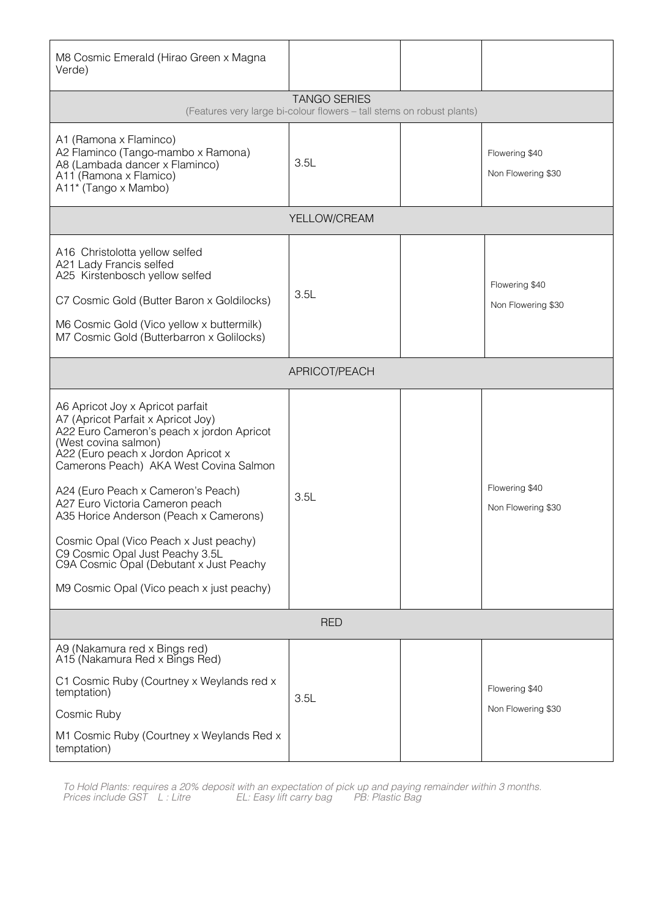| M8 Cosmic Emerald (Hirao Green x Magna Verde) | | | |
|---|---|---|---|
| TANGO SERIES<br>(Features very large bi-colour flowers – tall stems on robust plants) | | | |
| A1 (Ramona x Flaminco)<br>A2 Flaminco (Tango-mambo x Ramona)<br>A8 (Lambada dancer x Flaminco)<br>A11 (Ramona x Flamico)<br>A11* (Tango x Mambo) | 3.5L | | Flowering $40<br>Non Flowering $30 |
| YELLOW/CREAM | | | |
| A16 Christolotta yellow selfed<br>A21 Lady Francis selfed<br>A25 Kirstenbosch yellow selfed<br><br>C7 Cosmic Gold (Butter Baron x Goldilocks)<br><br>M6 Cosmic Gold (Vico yellow x buttermilk)<br>M7 Cosmic Gold (Butterbarron x Golilocks) | 3.5L | | Flowering $40<br>Non Flowering $30 |
| APRICOT/PEACH | | | |
| A6 Apricot Joy x Apricot parfait<br>A7 (Apricot Parfait x Apricot Joy)<br>A22 Euro Cameron's peach x jordon Apricot (West covina salmon)<br>A22 (Euro peach x Jordon Apricot x Camerons Peach) AKA West Covina Salmon<br><br>A24 (Euro Peach x Cameron's Peach)<br>A27 Euro Victoria Cameron peach<br>A35 Horice Anderson (Peach x Camerons)<br><br>Cosmic Opal (Vico Peach x Just peachy)<br>C9 Cosmic Opal Just Peachy 3.5L<br>C9A Cosmic Opal (Debutant x Just Peachy<br><br>M9 Cosmic Opal (Vico peach x just peachy) | 3.5L | | Flowering $40<br>Non Flowering $30 |
| RED | | | |
| A9 (Nakamura red x Bings red)<br>A15 (Nakamura Red x Bings Red)<br><br>C1 Cosmic Ruby (Courtney x Weylands red x temptation)<br><br>Cosmic Ruby<br><br>M1 Cosmic Ruby (Courtney x Weylands Red x temptation) | 3.5L | | Flowering $40<br>Non Flowering $30 |

*To Hold Plants: requires a 20% deposit with an expectation of pick up and paying remainder within 3 months.*
*Prices include GST L : Litre EL: Easy lift carry bag PB: Plastic Bag*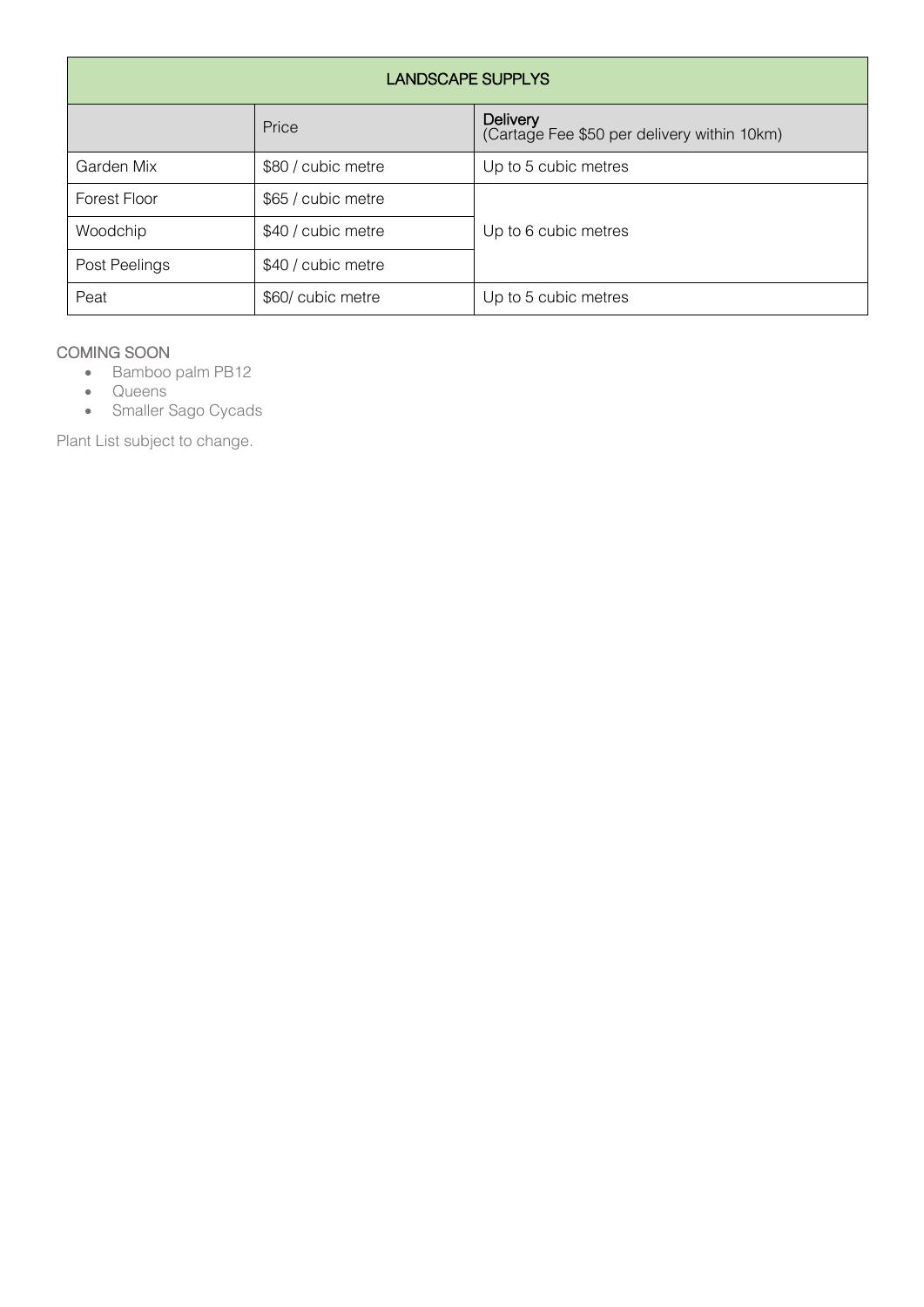| LANDSCAPE SUPPLYS | | |
|---|---|---|
| | Price | **Delivery** (Cartage Fee $50 per delivery within 10km) |
| Garden Mix | $80 / cubic metre | Up to 5 cubic metres |
| Forest Floor | $65 / cubic metre | Up to 6 cubic metres |
| Woodchip | $40 / cubic metre | |
| Post Peelings | $40 / cubic metre | |
| Peat | $60/ cubic metre | Up to 5 cubic metres |

COMING SOON

- Bamboo palm PB12
- Queens
- Smaller Sago Cycads

Plant List subject to change.